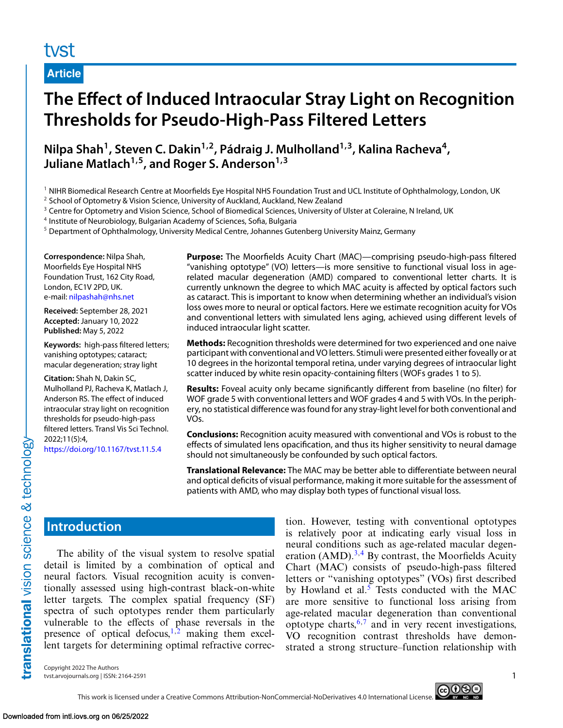Article

# The Effect of Induced Intraocular Stray Light on Recognition Thresholds for Pseudo-High-Pass Filtered Letters

**Nilpa Shah[1], Steven C. Dakin[1,2], Pádraig J. Mulholland[1,3], Kalina Racheva[4], Juliane Matlach[1,5], and Roger S. Anderson[1,3]**

[1] NIHR Biomedical Research Centre at Moorfields Eye Hospital NHS Foundation Trust and UCL Institute of Ophthalmology, London, UK
[2] School of Optometry & Vision Science, University of Auckland, Auckland, New Zealand
[3] Centre for Optometry and Vision Science, School of Biomedical Sciences, University of Ulster at Coleraine, N Ireland, UK
[4] Institute of Neurobiology, Bulgarian Academy of Sciences, Sofia, Bulgaria
[5] Department of Ophthalmology, University Medical Centre, Johannes Gutenberg University Mainz, Germany

**Correspondence:** Nilpa Shah, Moorfields Eye Hospital NHS Foundation Trust, 162 City Road, London, EC1V 2PD, UK. e-mail: nilpashah@nhs.net

**Received:** September 28, 2021
**Accepted:** January 10, 2022
**Published:** May 5, 2022

**Keywords:** high-pass filtered letters; vanishing optotypes; cataract; macular degeneration; stray light

**Citation:** Shah N, Dakin SC, Mulholland PJ, Racheva K, Matlach J, Anderson RS. The effect of induced intraocular stray light on recognition thresholds for pseudo-high-pass filtered letters. Transl Vis Sci Technol. 2022;11(5):4, https://doi.org/10.1167/tvst.11.5.4

**Purpose:** The Moorfields Acuity Chart (MAC)—comprising pseudo-high-pass filtered "vanishing optotype" (VO) letters—is more sensitive to functional visual loss in age-related macular degeneration (AMD) compared to conventional letter charts. It is currently unknown the degree to which MAC acuity is affected by optical factors such as cataract. This is important to know when determining whether an individual's vision loss owes more to neural or optical factors. Here we estimate recognition acuity for VOs and conventional letters with simulated lens aging, achieved using different levels of induced intraocular light scatter.

**Methods:** Recognition thresholds were determined for two experienced and one naive participant with conventional and VO letters. Stimuli were presented either foveally or at 10 degrees in the horizontal temporal retina, under varying degrees of intraocular light scatter induced by white resin opacity-containing filters (WOFs grades 1 to 5).

**Results:** Foveal acuity only became significantly different from baseline (no filter) for WOF grade 5 with conventional letters and WOF grades 4 and 5 with VOs. In the periphery, no statistical difference was found for any stray-light level for both conventional and VOs.

**Conclusions:** Recognition acuity measured with conventional and VOs is robust to the effects of simulated lens opacification, and thus its higher sensitivity to neural damage should not simultaneously be confounded by such optical factors.

**Translational Relevance:** The MAC may be better able to differentiate between neural and optical deficits of visual performance, making it more suitable for the assessment of patients with AMD, who may display both types of functional visual loss.

## Introduction

The ability of the visual system to resolve spatial detail is limited by a combination of optical and neural factors. Visual recognition acuity is conventionally assessed using high-contrast black-on-white letter targets. The complex spatial frequency (SF) spectra of such optotypes render them particularly vulnerable to the effects of phase reversals in the presence of optical defocus,[1,2] making them excellent targets for determining optimal refractive correction. However, testing with conventional optotypes is relatively poor at indicating early visual loss in neural conditions such as age-related macular degeneration (AMD).[3,4] By contrast, the Moorfields Acuity Chart (MAC) consists of pseudo-high-pass filtered letters or "vanishing optotypes" (VOs) first described by Howland et al.[5] Tests conducted with the MAC are more sensitive to functional loss arising from age-related macular degeneration than conventional optotype charts,[6,7] and in very recent investigations, VO recognition contrast thresholds have demonstrated a strong structure–function relationship with

Copyright 2022 The Authors

This work is licensed under a Creative Commons Attribution-NonCommercial-NoDerivatives 4.0 International License.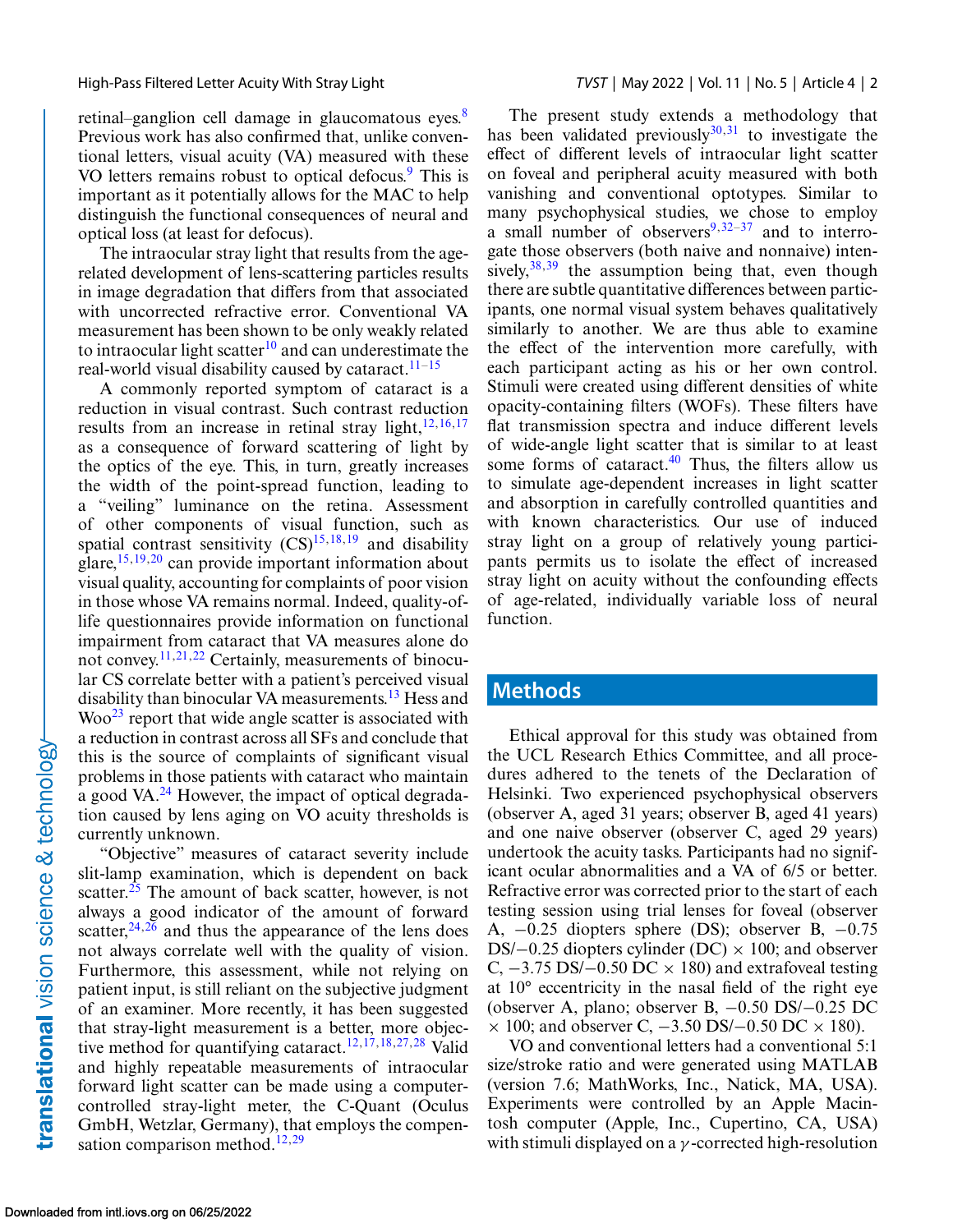retinal–ganglion cell damage in glaucomatous eyes.[8] Previous work has also confirmed that, unlike conventional letters, visual acuity (VA) measured with these VO letters remains robust to optical defocus.[9] This is important as it potentially allows for the MAC to help distinguish the functional consequences of neural and optical loss (at least for defocus).

The intraocular stray light that results from the age-related development of lens-scattering particles results in image degradation that differs from that associated with uncorrected refractive error. Conventional VA measurement has been shown to be only weakly related to intraocular light scatter[10] and can underestimate the real-world visual disability caused by cataract.[11–15]

A commonly reported symptom of cataract is a reduction in visual contrast. Such contrast reduction results from an increase in retinal stray light,[12,16,17] as a consequence of forward scattering of light by the optics of the eye. This, in turn, greatly increases the width of the point-spread function, leading to a "veiling" luminance on the retina. Assessment of other components of visual function, such as spatial contrast sensitivity (CS)[15,18,19] and disability glare,[15,19,20] can provide important information about visual quality, accounting for complaints of poor vision in those whose VA remains normal. Indeed, quality-of-life questionnaires provide information on functional impairment from cataract that VA measures alone do not convey.[11,21,22] Certainly, measurements of binocular CS correlate better with a patient's perceived visual disability than binocular VA measurements.[13] Hess and Woo[23] report that wide angle scatter is associated with a reduction in contrast across all SFs and conclude that this is the source of complaints of significant visual problems in those patients with cataract who maintain a good VA.[24] However, the impact of optical degradation caused by lens aging on VO acuity thresholds is currently unknown.

"Objective" measures of cataract severity include slit-lamp examination, which is dependent on back scatter.[25] The amount of back scatter, however, is not always a good indicator of the amount of forward scatter,[24,26] and thus the appearance of the lens does not always correlate well with the quality of vision. Furthermore, this assessment, while not relying on patient input, is still reliant on the subjective judgment of an examiner. More recently, it has been suggested that stray-light measurement is a better, more objective method for quantifying cataract.[12,17,18,27,28] Valid and highly repeatable measurements of intraocular forward light scatter can be made using a computer-controlled stray-light meter, the C-Quant (Oculus GmbH, Wetzlar, Germany), that employs the compensation comparison method.[12,29]

The present study extends a methodology that has been validated previously[30,31] to investigate the effect of different levels of intraocular light scatter on foveal and peripheral acuity measured with both vanishing and conventional optotypes. Similar to many psychophysical studies, we chose to employ a small number of observers[9,32–37] and to interrogate those observers (both naive and nonnaive) intensively,[38,39] the assumption being that, even though there are subtle quantitative differences between participants, one normal visual system behaves qualitatively similarly to another. We are thus able to examine the effect of the intervention more carefully, with each participant acting as his or her own control. Stimuli were created using different densities of white opacity-containing filters (WOFs). These filters have flat transmission spectra and induce different levels of wide-angle light scatter that is similar to at least some forms of cataract.[40] Thus, the filters allow us to simulate age-dependent increases in light scatter and absorption in carefully controlled quantities and with known characteristics. Our use of induced stray light on a group of relatively young participants permits us to isolate the effect of increased stray light on acuity without the confounding effects of age-related, individually variable loss of neural function.

## Methods

Ethical approval for this study was obtained from the UCL Research Ethics Committee, and all procedures adhered to the tenets of the Declaration of Helsinki. Two experienced psychophysical observers (observer A, aged 31 years; observer B, aged 41 years) and one naive observer (observer C, aged 29 years) undertook the acuity tasks. Participants had no significant ocular abnormalities and a VA of 6/5 or better. Refractive error was corrected prior to the start of each testing session using trial lenses for foveal (observer A, −0.25 diopters sphere (DS); observer B, −0.75 DS/−0.25 diopters cylinder (DC) × 100; and observer C, −3.75 DS/−0.50 DC × 180) and extrafoveal testing at 10° eccentricity in the nasal field of the right eye (observer A, plano; observer B, −0.50 DS/−0.25 DC × 100; and observer C, −3.50 DS/−0.50 DC × 180).

VO and conventional letters had a conventional 5:1 size/stroke ratio and were generated using MATLAB (version 7.6; MathWorks, Inc., Natick, MA, USA). Experiments were controlled by an Apple Macintosh computer (Apple, Inc., Cupertino, CA, USA) with stimuli displayed on a $\gamma$-corrected high-resolution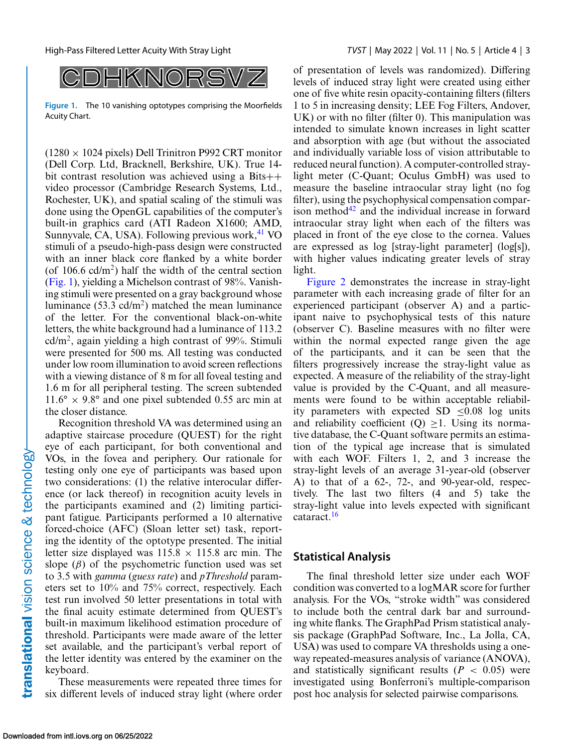CDHKNORSVZ

Figure 1. The 10 vanishing optotypes comprising the Moorfields Acuity Chart.

(1280 × 1024 pixels) Dell Trinitron P992 CRT monitor (Dell Corp. Ltd, Bracknell, Berkshire, UK). True 14-bit contrast resolution was achieved using a Bits++ video processor (Cambridge Research Systems, Ltd., Rochester, UK), and spatial scaling of the stimuli was done using the OpenGL capabilities of the computer's built-in graphics card (ATI Radeon X1600; AMD, Sunnyvale, CA, USA). Following previous work,[41] VO stimuli of a pseudo-high-pass design were constructed with an inner black core flanked by a white border (of 106.6 cd/m$^2$) half the width of the central section (Fig. 1), yielding a Michelson contrast of 98%. Vanishing stimuli were presented on a gray background whose luminance (53.3 cd/m$^2$) matched the mean luminance of the letter. For the conventional black-on-white letters, the white background had a luminance of 113.2 cd/m$^2$, again yielding a high contrast of 99%. Stimuli were presented for 500 ms. All testing was conducted under low room illumination to avoid screen reflections with a viewing distance of 8 m for all foveal testing and 1.6 m for all peripheral testing. The screen subtended 11.6° × 9.8° and one pixel subtended 0.55 arc min at the closer distance.

Recognition threshold VA was determined using an adaptive staircase procedure (QUEST) for the right eye of each participant, for both conventional and VOs, in the fovea and periphery. Our rationale for testing only one eye of participants was based upon two considerations: (1) the relative interocular difference (or lack thereof) in recognition acuity levels in the participants examined and (2) limiting participant fatigue. Participants performed a 10 alternative forced-choice (AFC) (Sloan letter set) task, reporting the identity of the optotype presented. The initial letter size displayed was 115.8 × 115.8 arc min. The slope ($\beta$) of the psychometric function used was set to 3.5 with *gamma* (*guess rate*) and *pThreshold* parameters set to 10% and 75% correct, respectively. Each test run involved 50 letter presentations in total with the final acuity estimate determined from QUEST's built-in maximum likelihood estimation procedure of threshold. Participants were made aware of the letter set available, and the participant's verbal report of the letter identity was entered by the examiner on the keyboard.

These measurements were repeated three times for six different levels of induced stray light (where order of presentation of levels was randomized). Differing levels of induced stray light were created using either one of five white resin opacity-containing filters (filters 1 to 5 in increasing density; LEE Fog Filters, Andover, UK) or with no filter (filter 0). This manipulation was intended to simulate known increases in light scatter and absorption with age (but without the associated and individually variable loss of vision attributable to reduced neural function). A computer-controlled stray-light meter (C-Quant; Oculus GmbH) was used to measure the baseline intraocular stray light (no fog filter), using the psychophysical compensation comparison method[42] and the individual increase in forward intraocular stray light when each of the filters was placed in front of the eye close to the cornea. Values are expressed as log [stray-light parameter] (log[s]), with higher values indicating greater levels of stray light.

Figure 2 demonstrates the increase in stray-light parameter with each increasing grade of filter for an experienced participant (observer A) and a participant naive to psychophysical tests of this nature (observer C). Baseline measures with no filter were within the normal expected range given the age of the participants, and it can be seen that the filters progressively increase the stray-light value as expected. A measure of the reliability of the stray-light value is provided by the C-Quant, and all measurements were found to be within acceptable reliability parameters with expected SD $\leq$0.08 log units and reliability coefficient (Q) $\geq$1. Using its normative database, the C-Quant software permits an estimation of the typical age increase that is simulated with each WOF. Filters 1, 2, and 3 increase the stray-light levels of an average 31-year-old (observer A) to that of a 62-, 72-, and 90-year-old, respectively. The last two filters (4 and 5) take the stray-light value into levels expected with significant cataract.[16]

## Statistical Analysis

The final threshold letter size under each WOF condition was converted to a logMAR score for further analysis. For the VOs, "stroke width" was considered to include both the central dark bar and surrounding white flanks. The GraphPad Prism statistical analysis package (GraphPad Software, Inc., La Jolla, CA, USA) was used to compare VA thresholds using a one-way repeated-measures analysis of variance (ANOVA), and statistically significant results ($P < 0.05$) were investigated using Bonferroni's multiple-comparison post hoc analysis for selected pairwise comparisons.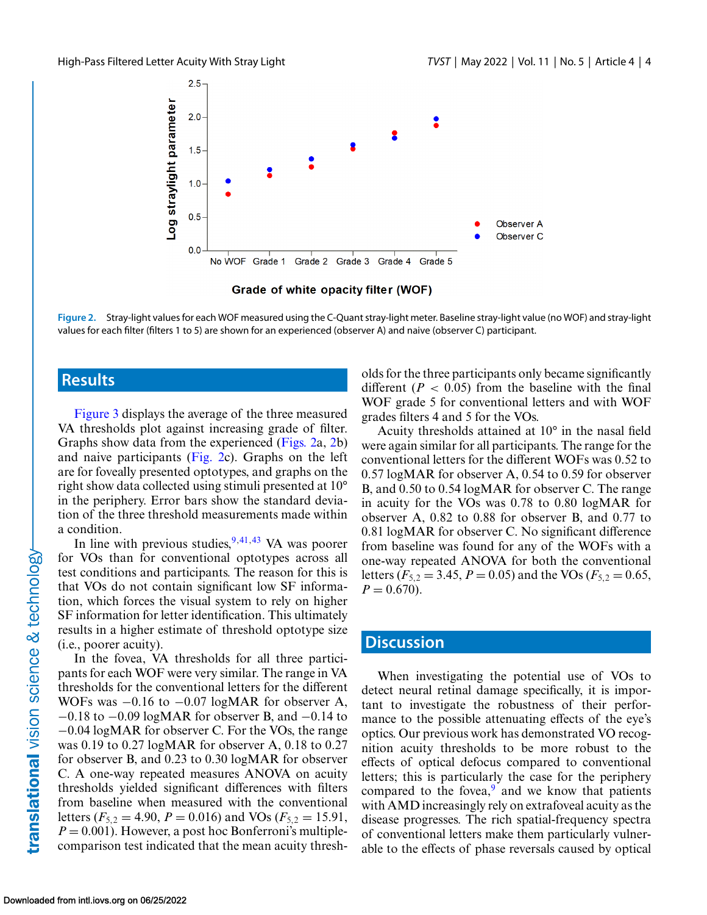Figure 2. Stray-light values for each WOF measured using the C-Quant stray-light meter. Baseline stray-light value (no WOF) and stray-light values for each filter (filters 1 to 5) are shown for an experienced (observer A) and naive (observer C) participant.

## Results

Figure 3 displays the average of the three measured VA thresholds plot against increasing grade of filter. Graphs show data from the experienced (Figs. 2a, 2b) and naive participants (Fig. 2c). Graphs on the left are for foveally presented optotypes, and graphs on the right show data collected using stimuli presented at 10° in the periphery. Error bars show the standard deviation of the three threshold measurements made within a condition.

In line with previous studies,[9,41,43] VA was poorer for VOs than for conventional optotypes across all test conditions and participants. The reason for this is that VOs do not contain significant low SF information, which forces the visual system to rely on higher SF information for letter identification. This ultimately results in a higher estimate of threshold optotype size (i.e., poorer acuity).

In the fovea, VA thresholds for all three participants for each WOF were very similar. The range in VA thresholds for the conventional letters for the different WOFs was −0.16 to −0.07 logMAR for observer A, −0.18 to −0.09 logMAR for observer B, and −0.14 to −0.04 logMAR for observer C. For the VOs, the range was 0.19 to 0.27 logMAR for observer A, 0.18 to 0.27 for observer B, and 0.23 to 0.30 logMAR for observer C. A one-way repeated measures ANOVA on acuity thresholds yielded significant differences with filters from baseline when measured with the conventional letters ($F_{5,2} = 4.90$, $P = 0.016$) and VOs ($F_{5,2} = 15.91$, $P = 0.001$). However, a post hoc Bonferroni's multiple-comparison test indicated that the mean acuity thresholds for the three participants only became significantly different ($P < 0.05$) from the baseline with the final WOF grade 5 for conventional letters and with WOF grades filters 4 and 5 for the VOs.

Acuity thresholds attained at 10° in the nasal field were again similar for all participants. The range for the conventional letters for the different WOFs was 0.52 to 0.57 logMAR for observer A, 0.54 to 0.59 for observer B, and 0.50 to 0.54 logMAR for observer C. The range in acuity for the VOs was 0.78 to 0.80 logMAR for observer A, 0.82 to 0.88 for observer B, and 0.77 to 0.81 logMAR for observer C. No significant difference from baseline was found for any of the WOFs with a one-way repeated ANOVA for both the conventional letters ($F_{5,2} = 3.45$, $P = 0.05$) and the VOs ($F_{5,2} = 0.65$, $P = 0.670$).

## Discussion

When investigating the potential use of VOs to detect neural retinal damage specifically, it is important to investigate the robustness of their performance to the possible attenuating effects of the eye's optics. Our previous work has demonstrated VO recognition acuity thresholds to be more robust to the effects of optical defocus compared to conventional letters; this is particularly the case for the periphery compared to the fovea,[9] and we know that patients with AMD increasingly rely on extrafoveal acuity as the disease progresses. The rich spatial-frequency spectra of conventional letters make them particularly vulnerable to the effects of phase reversals caused by optical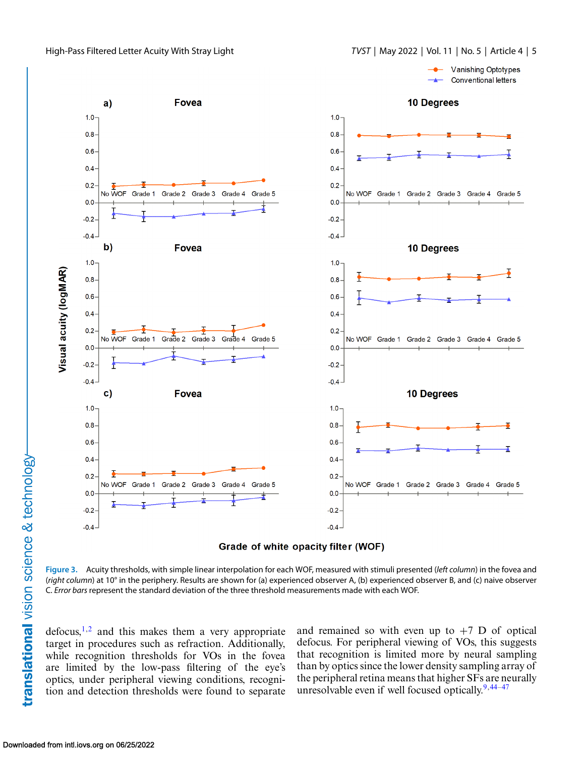**Figure 3.** Acuity thresholds, with simple linear interpolation for each WOF, measured with stimuli presented (*left column*) in the fovea and (*right column*) at 10° in the periphery. Results are shown for (a) experienced observer A, (b) experienced observer B, and (c) naive observer C. *Error bars* represent the standard deviation of the three threshold measurements made with each WOF.

defocus,[1,2] and this makes them a very appropriate target in procedures such as refraction. Additionally, while recognition thresholds for VOs in the fovea are limited by the low-pass filtering of the eye's optics, under peripheral viewing conditions, recognition and detection thresholds were found to separate and remained so with even up to +7 D of optical defocus. For peripheral viewing of VOs, this suggests that recognition is limited more by neural sampling than by optics since the lower density sampling array of the peripheral retina means that higher SFs are neurally unresolvable even if well focused optically.[9,44–47]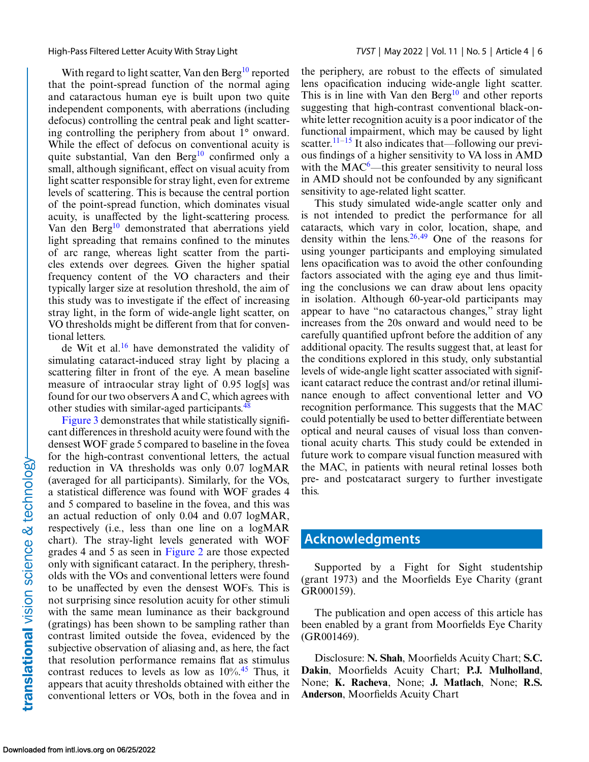With regard to light scatter, Van den Berg[10] reported that the point-spread function of the normal aging and cataractous human eye is built upon two quite independent components, with aberrations (including defocus) controlling the central peak and light scattering controlling the periphery from about 1° onward. While the effect of defocus on conventional acuity is quite substantial, Van den Berg[10] confirmed only a small, although significant, effect on visual acuity from light scatter responsible for stray light, even for extreme levels of scattering. This is because the central portion of the point-spread function, which dominates visual acuity, is unaffected by the light-scattering process. Van den Berg[10] demonstrated that aberrations yield light spreading that remains confined to the minutes of arc range, whereas light scatter from the particles extends over degrees. Given the higher spatial frequency content of the VO characters and their typically larger size at resolution threshold, the aim of this study was to investigate if the effect of increasing stray light, in the form of wide-angle light scatter, on VO thresholds might be different from that for conventional letters.

de Wit et al.[16] have demonstrated the validity of simulating cataract-induced stray light by placing a scattering filter in front of the eye. A mean baseline measure of intraocular stray light of 0.95 log[s] was found for our two observers A and C, which agrees with other studies with similar-aged participants.[48]

Figure 3 demonstrates that while statistically significant differences in threshold acuity were found with the densest WOF grade 5 compared to baseline in the fovea for the high-contrast conventional letters, the actual reduction in VA thresholds was only 0.07 logMAR (averaged for all participants). Similarly, for the VOs, a statistical difference was found with WOF grades 4 and 5 compared to baseline in the fovea, and this was an actual reduction of only 0.04 and 0.07 logMAR, respectively (i.e., less than one line on a logMAR chart). The stray-light levels generated with WOF grades 4 and 5 as seen in Figure 2 are those expected only with significant cataract. In the periphery, thresholds with the VOs and conventional letters were found to be unaffected by even the densest WOFs. This is not surprising since resolution acuity for other stimuli with the same mean luminance as their background (gratings) has been shown to be sampling rather than contrast limited outside the fovea, evidenced by the subjective observation of aliasing and, as here, the fact that resolution performance remains flat as stimulus contrast reduces to levels as low as 10%.[45] Thus, it appears that acuity thresholds obtained with either the conventional letters or VOs, both in the fovea and in the periphery, are robust to the effects of simulated lens opacification inducing wide-angle light scatter. This is in line with Van den Berg[10] and other reports suggesting that high-contrast conventional black-on-white letter recognition acuity is a poor indicator of the functional impairment, which may be caused by light scatter.[11–15] It also indicates that—following our previous findings of a higher sensitivity to VA loss in AMD with the MAC[6]—this greater sensitivity to neural loss in AMD should not be confounded by any significant sensitivity to age-related light scatter.

This study simulated wide-angle scatter only and is not intended to predict the performance for all cataracts, which vary in color, location, shape, and density within the lens.[26,49] One of the reasons for using younger participants and employing simulated lens opacification was to avoid the other confounding factors associated with the aging eye and thus limiting the conclusions we can draw about lens opacity in isolation. Although 60-year-old participants may appear to have "no cataractous changes," stray light increases from the 20s onward and would need to be carefully quantified upfront before the addition of any additional opacity. The results suggest that, at least for the conditions explored in this study, only substantial levels of wide-angle light scatter associated with significant cataract reduce the contrast and/or retinal illuminance enough to affect conventional letter and VO recognition performance. This suggests that the MAC could potentially be used to better differentiate between optical and neural causes of visual loss than conventional acuity charts. This study could be extended in future work to compare visual function measured with the MAC, in patients with neural retinal losses both pre- and postcataract surgery to further investigate this.

## Acknowledgments

Supported by a Fight for Sight studentship (grant 1973) and the Moorfields Eye Charity (grant GR000159).

The publication and open access of this article has been enabled by a grant from Moorfields Eye Charity (GR001469).

Disclosure: **N. Shah**, Moorfields Acuity Chart; **S.C. Dakin**, Moorfields Acuity Chart; **P.J. Mulholland**, None; **K. Racheva**, None; **J. Matlach**, None; **R.S. Anderson**, Moorfields Acuity Chart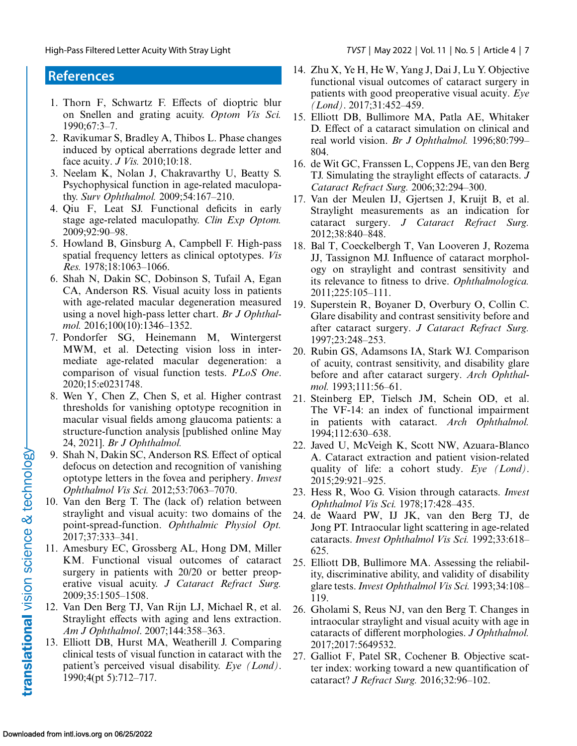## References

1. Thorn F, Schwartz F. Effects of dioptric blur on Snellen and grating acuity. *Optom Vis Sci.* 1990;67:3–7.
2. Ravikumar S, Bradley A, Thibos L. Phase changes induced by optical aberrations degrade letter and face acuity. *J Vis.* 2010;10:18.
3. Neelam K, Nolan J, Chakravarthy U, Beatty S. Psychophysical function in age-related maculopathy. *Surv Ophthalmol.* 2009;54:167–210.
4. Qiu F, Leat SJ. Functional deficits in early stage age-related maculopathy. *Clin Exp Optom.* 2009;92:90–98.
5. Howland B, Ginsburg A, Campbell F. High-pass spatial frequency letters as clinical optotypes. *Vis Res.* 1978;18:1063–1066.
6. Shah N, Dakin SC, Dobinson S, Tufail A, Egan CA, Anderson RS. Visual acuity loss in patients with age-related macular degeneration measured using a novel high-pass letter chart. *Br J Ophthalmol.* 2016;100(10):1346–1352.
7. Pondorfer SG, Heinemann M, Wintergerst MWM, et al. Detecting vision loss in intermediate age-related macular degeneration: a comparison of visual function tests. *PLoS One*. 2020;15:e0231748.
8. Wen Y, Chen Z, Chen S, et al. Higher contrast thresholds for vanishing optotype recognition in macular visual fields among glaucoma patients: a structure-function analysis [published online May 24, 2021]. *Br J Ophthalmol.*
9. Shah N, Dakin SC, Anderson RS. Effect of optical defocus on detection and recognition of vanishing optotype letters in the fovea and periphery. *Invest Ophthalmol Vis Sci.* 2012;53:7063–7070.
10. Van den Berg T. The (lack of) relation between straylight and visual acuity: two domains of the point-spread-function. *Ophthalmic Physiol Opt.* 2017;37:333–341.
11. Amesbury EC, Grossberg AL, Hong DM, Miller KM. Functional visual outcomes of cataract surgery in patients with 20/20 or better preoperative visual acuity. *J Cataract Refract Surg.* 2009;35:1505–1508.
12. Van Den Berg TJ, Van Rijn LJ, Michael R, et al. Straylight effects with aging and lens extraction. *Am J Ophthalmol*. 2007;144:358–363.
13. Elliott DB, Hurst MA, Weatherill J. Comparing clinical tests of visual function in cataract with the patient's perceived visual disability. *Eye (Lond)*. 1990;4(pt 5):712–717.
14. Zhu X, Ye H, He W, Yang J, Dai J, Lu Y. Objective functional visual outcomes of cataract surgery in patients with good preoperative visual acuity. *Eye (Lond)*. 2017;31:452–459.
15. Elliott DB, Bullimore MA, Patla AE, Whitaker D. Effect of a cataract simulation on clinical and real world vision. *Br J Ophthalmol.* 1996;80:799–804.
16. de Wit GC, Franssen L, Coppens JE, van den Berg TJ. Simulating the straylight effects of cataracts. *J Cataract Refract Surg.* 2006;32:294–300.
17. Van der Meulen IJ, Gjertsen J, Kruijt B, et al. Straylight measurements as an indication for cataract surgery. *J Cataract Refract Surg.* 2012;38:840–848.
18. Bal T, Coeckelbergh T, Van Looveren J, Rozema JJ, Tassignon MJ. Influence of cataract morphology on straylight and contrast sensitivity and its relevance to fitness to drive. *Ophthalmologica.* 2011;225:105–111.
19. Superstein R, Boyaner D, Overbury O, Collin C. Glare disability and contrast sensitivity before and after cataract surgery. *J Cataract Refract Surg.* 1997;23:248–253.
20. Rubin GS, Adamsons IA, Stark WJ. Comparison of acuity, contrast sensitivity, and disability glare before and after cataract surgery. *Arch Ophthalmol.* 1993;111:56–61.
21. Steinberg EP, Tielsch JM, Schein OD, et al. The VF-14: an index of functional impairment in patients with cataract. *Arch Ophthalmol.* 1994;112:630–638.
22. Javed U, McVeigh K, Scott NW, Azuara-Blanco A. Cataract extraction and patient vision-related quality of life: a cohort study. *Eye (Lond)*. 2015;29:921–925.
23. Hess R, Woo G. Vision through cataracts. *Invest Ophthalmol Vis Sci.* 1978;17:428–435.
24. de Waard PW, IJ JK, van den Berg TJ, de Jong PT. Intraocular light scattering in age-related cataracts. *Invest Ophthalmol Vis Sci.* 1992;33:618–625.
25. Elliott DB, Bullimore MA. Assessing the reliability, discriminative ability, and validity of disability glare tests. *Invest Ophthalmol Vis Sci.* 1993;34:108–119.
26. Gholami S, Reus NJ, van den Berg T. Changes in intraocular straylight and visual acuity with age in cataracts of different morphologies. *J Ophthalmol.* 2017;2017:5649532.
27. Galliot F, Patel SR, Cochener B. Objective scatter index: working toward a new quantification of cataract? *J Refract Surg.* 2016;32:96–102.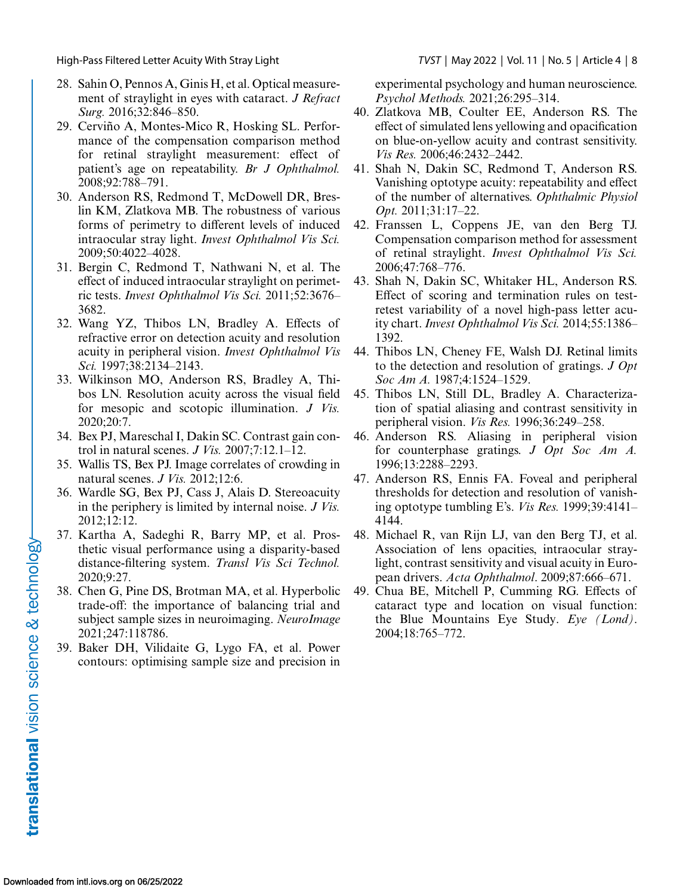28. Sahin O, Pennos A, Ginis H, et al. Optical measurement of straylight in eyes with cataract. *J Refract Surg.* 2016;32:846–850.
29. Cerviño A, Montes-Mico R, Hosking SL. Performance of the compensation comparison method for retinal straylight measurement: effect of patient's age on repeatability. *Br J Ophthalmol.* 2008;92:788–791.
30. Anderson RS, Redmond T, McDowell DR, Breslin KM, Zlatkova MB. The robustness of various forms of perimetry to different levels of induced intraocular stray light. *Invest Ophthalmol Vis Sci.* 2009;50:4022–4028.
31. Bergin C, Redmond T, Nathwani N, et al. The effect of induced intraocular straylight on perimetric tests. *Invest Ophthalmol Vis Sci.* 2011;52:3676–3682.
32. Wang YZ, Thibos LN, Bradley A. Effects of refractive error on detection acuity and resolution acuity in peripheral vision. *Invest Ophthalmol Vis Sci.* 1997;38:2134–2143.
33. Wilkinson MO, Anderson RS, Bradley A, Thibos LN. Resolution acuity across the visual field for mesopic and scotopic illumination. *J Vis.* 2020;20:7.
34. Bex PJ, Mareschal I, Dakin SC. Contrast gain control in natural scenes. *J Vis.* 2007;7:12.1–12.
35. Wallis TS, Bex PJ. Image correlates of crowding in natural scenes. *J Vis.* 2012;12:6.
36. Wardle SG, Bex PJ, Cass J, Alais D. Stereoacuity in the periphery is limited by internal noise. *J Vis.* 2012;12:12.
37. Kartha A, Sadeghi R, Barry MP, et al. Prosthetic visual performance using a disparity-based distance-filtering system. *Transl Vis Sci Technol.* 2020;9:27.
38. Chen G, Pine DS, Brotman MA, et al. Hyperbolic trade-off: the importance of balancing trial and subject sample sizes in neuroimaging. *NeuroImage* 2021;247:118786.
39. Baker DH, Vilidaite G, Lygo FA, et al. Power contours: optimising sample size and precision in experimental psychology and human neuroscience. *Psychol Methods.* 2021;26:295–314.
40. Zlatkova MB, Coulter EE, Anderson RS. The effect of simulated lens yellowing and opacification on blue-on-yellow acuity and contrast sensitivity. *Vis Res.* 2006;46:2432–2442.
41. Shah N, Dakin SC, Redmond T, Anderson RS. Vanishing optotype acuity: repeatability and effect of the number of alternatives. *Ophthalmic Physiol Opt.* 2011;31:17–22.
42. Franssen L, Coppens JE, van den Berg TJ. Compensation comparison method for assessment of retinal straylight. *Invest Ophthalmol Vis Sci.* 2006;47:768–776.
43. Shah N, Dakin SC, Whitaker HL, Anderson RS. Effect of scoring and termination rules on test-retest variability of a novel high-pass letter acuity chart. *Invest Ophthalmol Vis Sci.* 2014;55:1386–1392.
44. Thibos LN, Cheney FE, Walsh DJ. Retinal limits to the detection and resolution of gratings. *J Opt Soc Am A.* 1987;4:1524–1529.
45. Thibos LN, Still DL, Bradley A. Characterization of spatial aliasing and contrast sensitivity in peripheral vision. *Vis Res.* 1996;36:249–258.
46. Anderson RS. Aliasing in peripheral vision for counterphase gratings. *J Opt Soc Am A.* 1996;13:2288–2293.
47. Anderson RS, Ennis FA. Foveal and peripheral thresholds for detection and resolution of vanishing optotype tumbling E's. *Vis Res.* 1999;39:4141–4144.
48. Michael R, van Rijn LJ, van den Berg TJ, et al. Association of lens opacities, intraocular straylight, contrast sensitivity and visual acuity in European drivers. *Acta Ophthalmol*. 2009;87:666–671.
49. Chua BE, Mitchell P, Cumming RG. Effects of cataract type and location on visual function: the Blue Mountains Eye Study. *Eye (Lond)*. 2004;18:765–772.